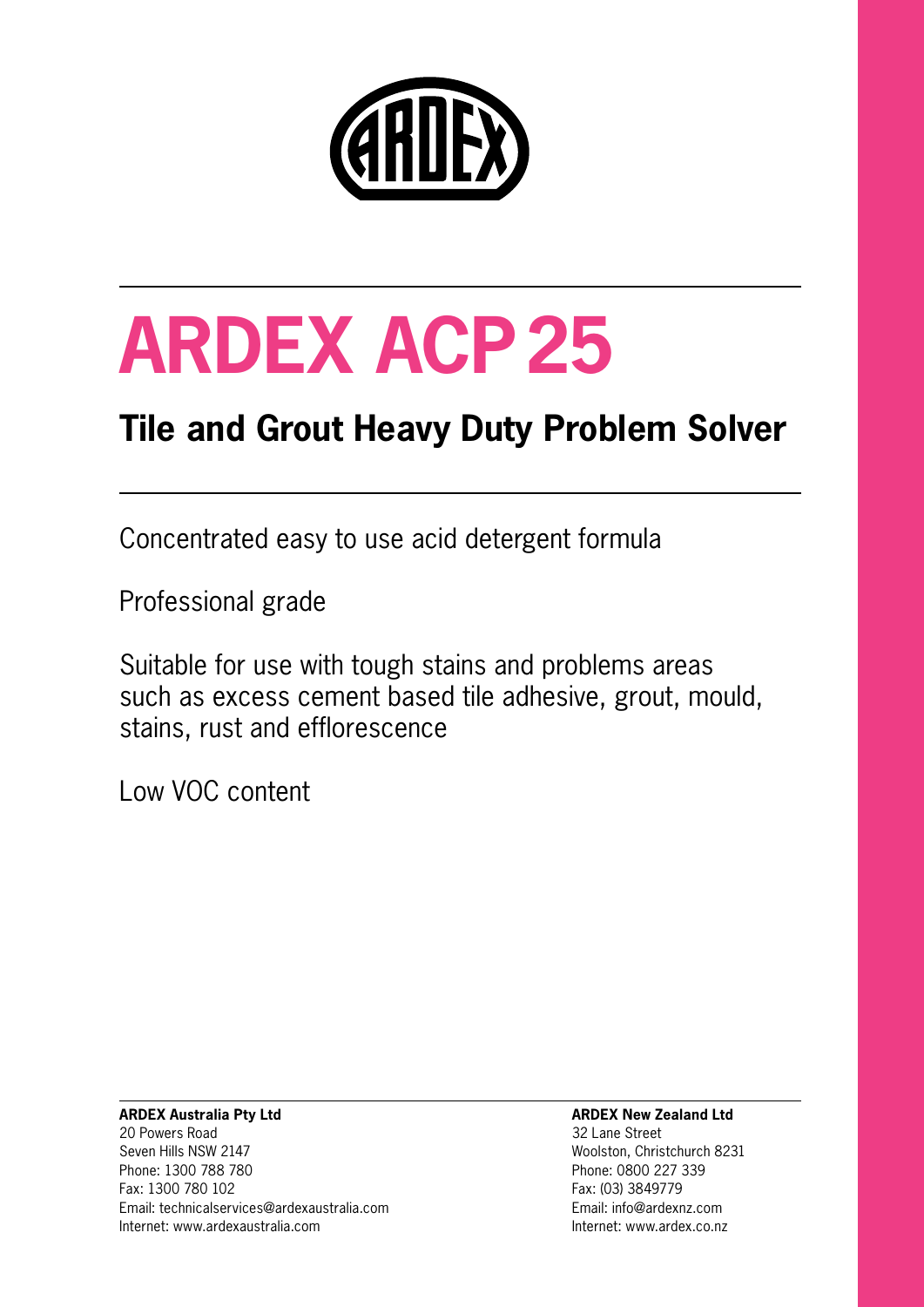# ARDEX ACP 25

## Tile and Grout Heavy Duty Problem Solver

Concentrated easy to use acid detergent formula

Professional grade

Suitable for use with tough stains and problems areas such as excess cement based tile adhesive, grout, mould, stains, rust and efflorescence

Low VOC content

**ARDEX Australia Pty Ltd**
20 Powers Road
Seven Hills NSW 2147
Phone: 1300 788 780
Fax: 1300 780 102
Email: technicalservices@ardexaustralia.com
Internet: www.ardexaustralia.com

**ARDEX New Zealand Ltd**
32 Lane Street
Woolston, Christchurch 8231
Phone: 0800 227 339
Fax: (03) 3849779
Email: info@ardexnz.com
Internet: www.ardex.co.nz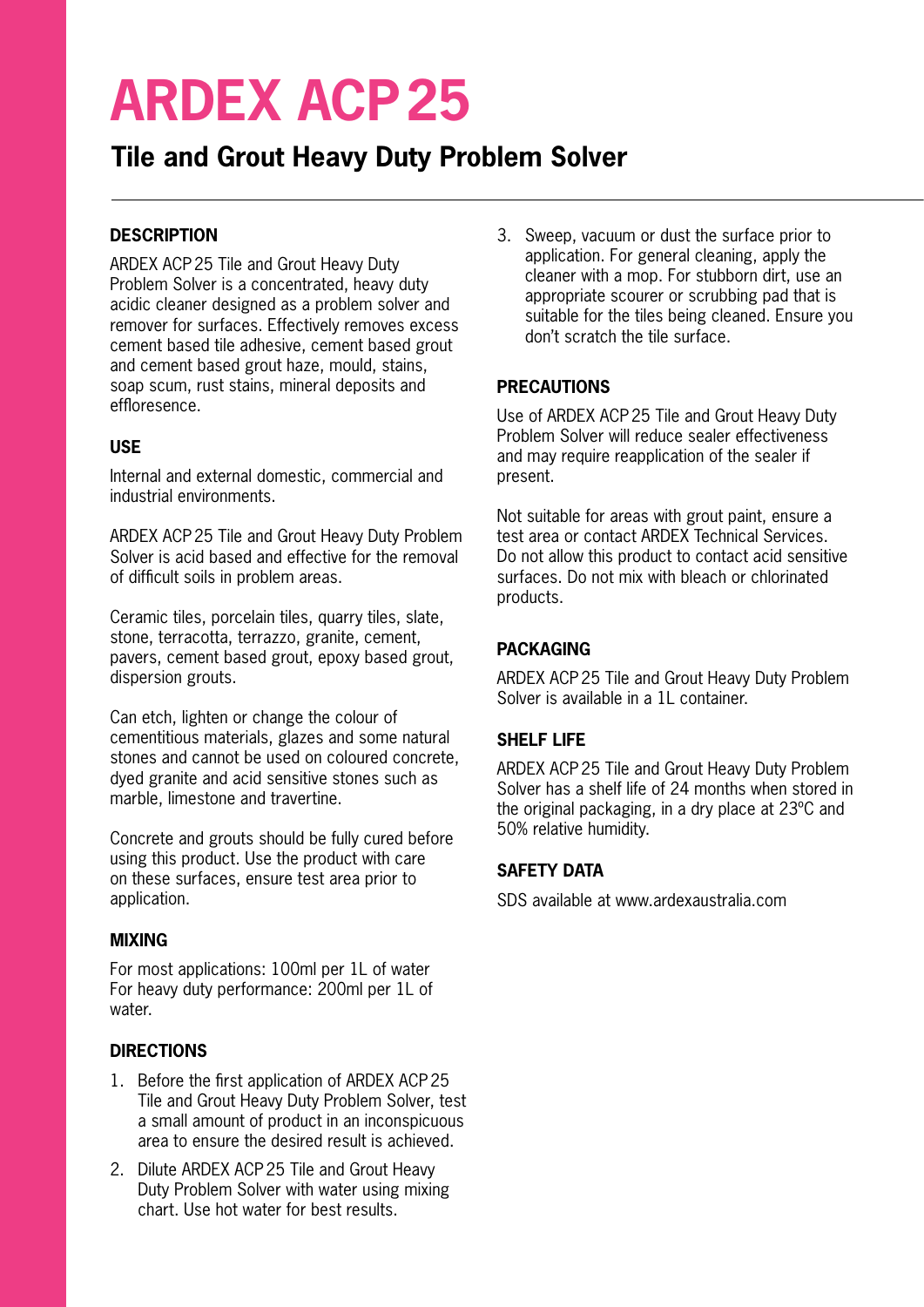# ARDEX ACP 25

## Tile and Grout Heavy Duty Problem Solver

### DESCRIPTION

ARDEX ACP 25 Tile and Grout Heavy Duty Problem Solver is a concentrated, heavy duty acidic cleaner designed as a problem solver and remover for surfaces. Effectively removes excess cement based tile adhesive, cement based grout and cement based grout haze, mould, stains, soap scum, rust stains, mineral deposits and effloresence.

### USE

Internal and external domestic, commercial and industrial environments.

ARDEX ACP 25 Tile and Grout Heavy Duty Problem Solver is acid based and effective for the removal of difficult soils in problem areas.

Ceramic tiles, porcelain tiles, quarry tiles, slate, stone, terracotta, terrazzo, granite, cement, pavers, cement based grout, epoxy based grout, dispersion grouts.

Can etch, lighten or change the colour of cementitious materials, glazes and some natural stones and cannot be used on coloured concrete, dyed granite and acid sensitive stones such as marble, limestone and travertine.

Concrete and grouts should be fully cured before using this product. Use the product with care on these surfaces, ensure test area prior to application.

### MIXING

For most applications: 100ml per 1L of water
For heavy duty performance: 200ml per 1L of water.

### DIRECTIONS

1. Before the first application of ARDEX ACP 25 Tile and Grout Heavy Duty Problem Solver, test a small amount of product in an inconspicuous area to ensure the desired result is achieved.
2. Dilute ARDEX ACP 25 Tile and Grout Heavy Duty Problem Solver with water using mixing chart. Use hot water for best results.
3. Sweep, vacuum or dust the surface prior to application. For general cleaning, apply the cleaner with a mop. For stubborn dirt, use an appropriate scourer or scrubbing pad that is suitable for the tiles being cleaned. Ensure you don't scratch the tile surface.

### PRECAUTIONS

Use of ARDEX ACP 25 Tile and Grout Heavy Duty Problem Solver will reduce sealer effectiveness and may require reapplication of the sealer if present.

Not suitable for areas with grout paint, ensure a test area or contact ARDEX Technical Services. Do not allow this product to contact acid sensitive surfaces. Do not mix with bleach or chlorinated products.

### PACKAGING

ARDEX ACP 25 Tile and Grout Heavy Duty Problem Solver is available in a 1L container.

### SHELF LIFE

ARDEX ACP 25 Tile and Grout Heavy Duty Problem Solver has a shelf life of 24 months when stored in the original packaging, in a dry place at 23ºC and 50% relative humidity.

### SAFETY DATA

SDS available at www.ardexaustralia.com